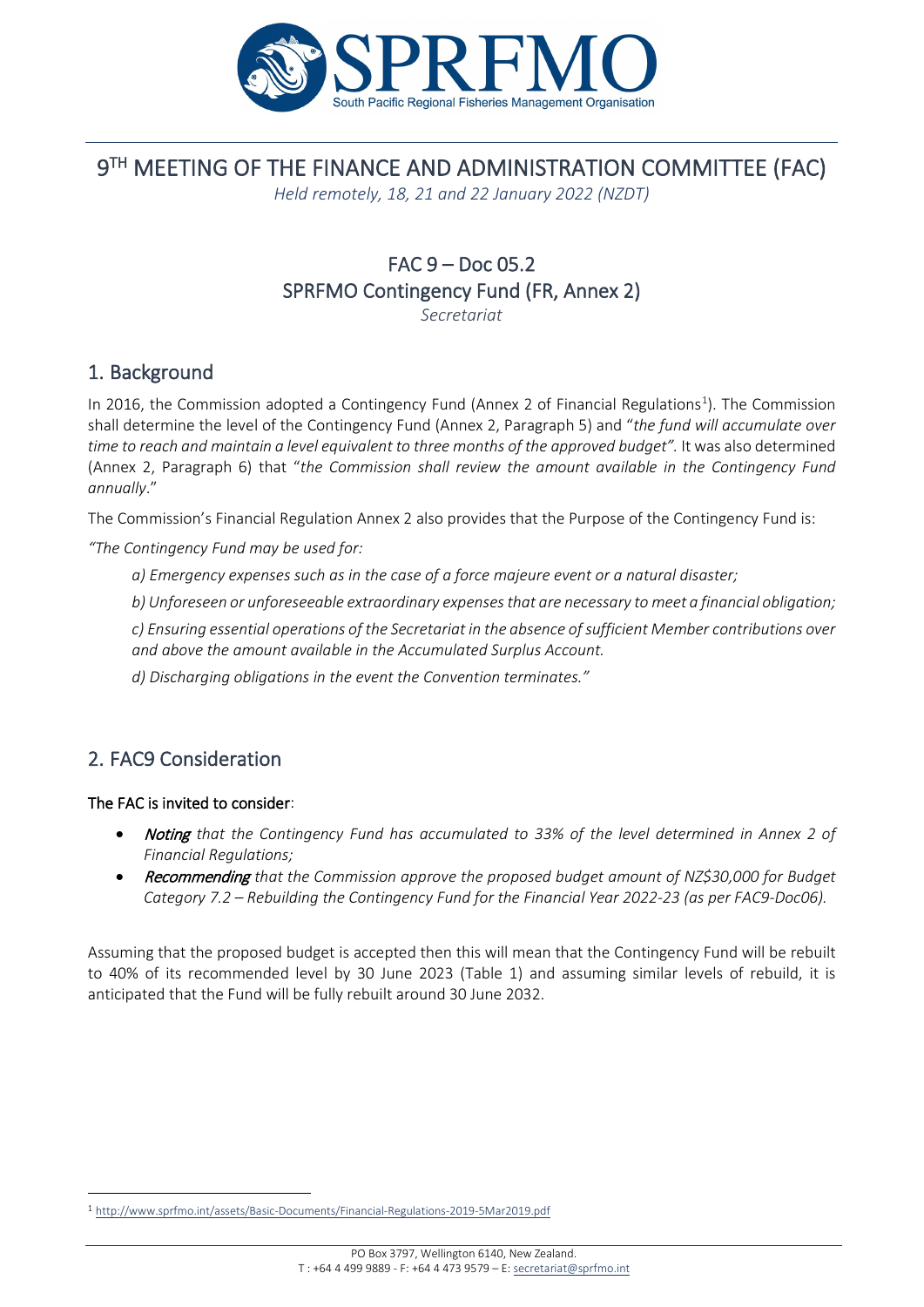# 9[TH] MEETING OF THE FINANCE AND ADMINISTRATION COMMITTEE (FAC)

*Held remotely, 18, 21 and 22 January 2022 (NZDT)*

## FAC 9 – Doc 05.2
## SPRFMO Contingency Fund (FR, Annex 2)

*Secretariat*

## 1. Background

In 2016, the Commission adopted a Contingency Fund (Annex 2 of Financial Regulations[1]). The Commission shall determine the level of the Contingency Fund (Annex 2, Paragraph 5) and "*the fund will accumulate over time to reach and maintain a level equivalent to three months of the approved budget".* It was also determined (Annex 2, Paragraph 6) that "*the Commission shall review the amount available in the Contingency Fund annually*."

The Commission's Financial Regulation Annex 2 also provides that the Purpose of the Contingency Fund is:

*"The Contingency Fund may be used for:*

*a) Emergency expenses such as in the case of a force majeure event or a natural disaster;*

*b) Unforeseen or unforeseeable extraordinary expenses that are necessary to meet a financial obligation;*

*c) Ensuring essential operations of the Secretariat in the absence of sufficient Member contributions over and above the amount available in the Accumulated Surplus Account.*

*d) Discharging obligations in the event the Convention terminates."*

## 2. FAC9 Consideration

**The FAC is invited to consider**:

- ***Noting*** *that the Contingency Fund has accumulated to 33% of the level determined in Annex 2 of Financial Regulations;*
- ***Recommending*** *that the Commission approve the proposed budget amount of NZ$30,000 for Budget Category 7.2 – Rebuilding the Contingency Fund for the Financial Year 2022-23 (as per FAC9-Doc06).*

Assuming that the proposed budget is accepted then this will mean that the Contingency Fund will be rebuilt to 40% of its recommended level by 30 June 2023 (Table 1) and assuming similar levels of rebuild, it is anticipated that the Fund will be fully rebuilt around 30 June 2032.

[1] http://www.sprfmo.int/assets/Basic-Documents/Financial-Regulations-2019-5Mar2019.pdf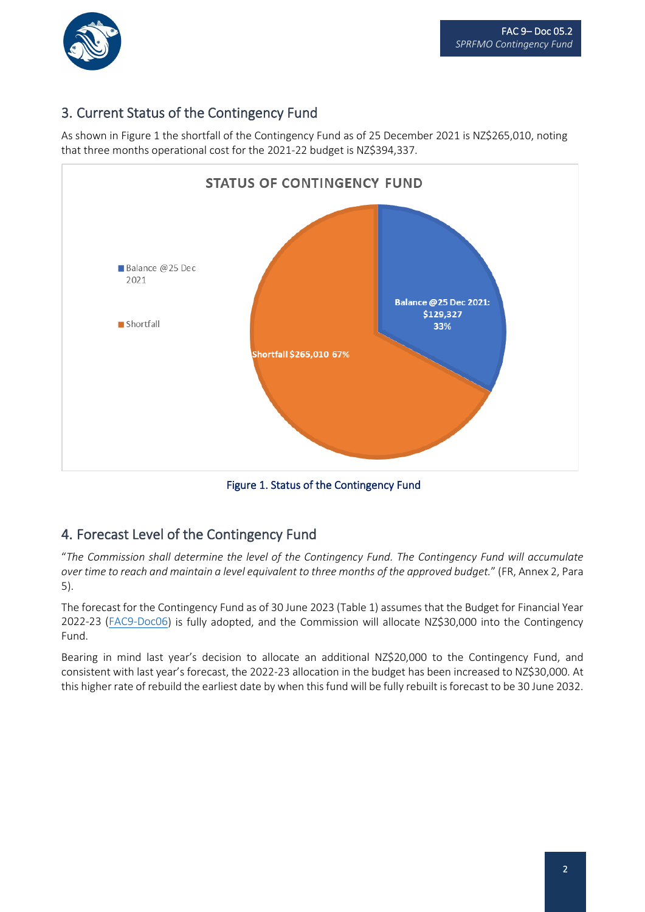## 3. Current Status of the Contingency Fund

As shown in Figure 1 the shortfall of the Contingency Fund as of 25 December 2021 is NZ$265,010, noting that three months operational cost for the 2021-22 budget is NZ$394,337.

STATUS OF CONTINGENCY FUND

- Balance @25 Dec 2021
- Shortfall

Balance @25 Dec 2021: $129,327 33%

Shortfall $265,010 67%

Figure 1. Status of the Contingency Fund

## 4. Forecast Level of the Contingency Fund

"*The Commission shall determine the level of the Contingency Fund. The Contingency Fund will accumulate over time to reach and maintain a level equivalent to three months of the approved budget.*" (FR, Annex 2, Para 5).

The forecast for the Contingency Fund as of 30 June 2023 (Table 1) assumes that the Budget for Financial Year 2022-23 (FAC9-Doc06) is fully adopted, and the Commission will allocate NZ$30,000 into the Contingency Fund.

Bearing in mind last year's decision to allocate an additional NZ$20,000 to the Contingency Fund, and consistent with last year's forecast, the 2022-23 allocation in the budget has been increased to NZ$30,000. At this higher rate of rebuild the earliest date by when this fund will be fully rebuilt is forecast to be 30 June 2032.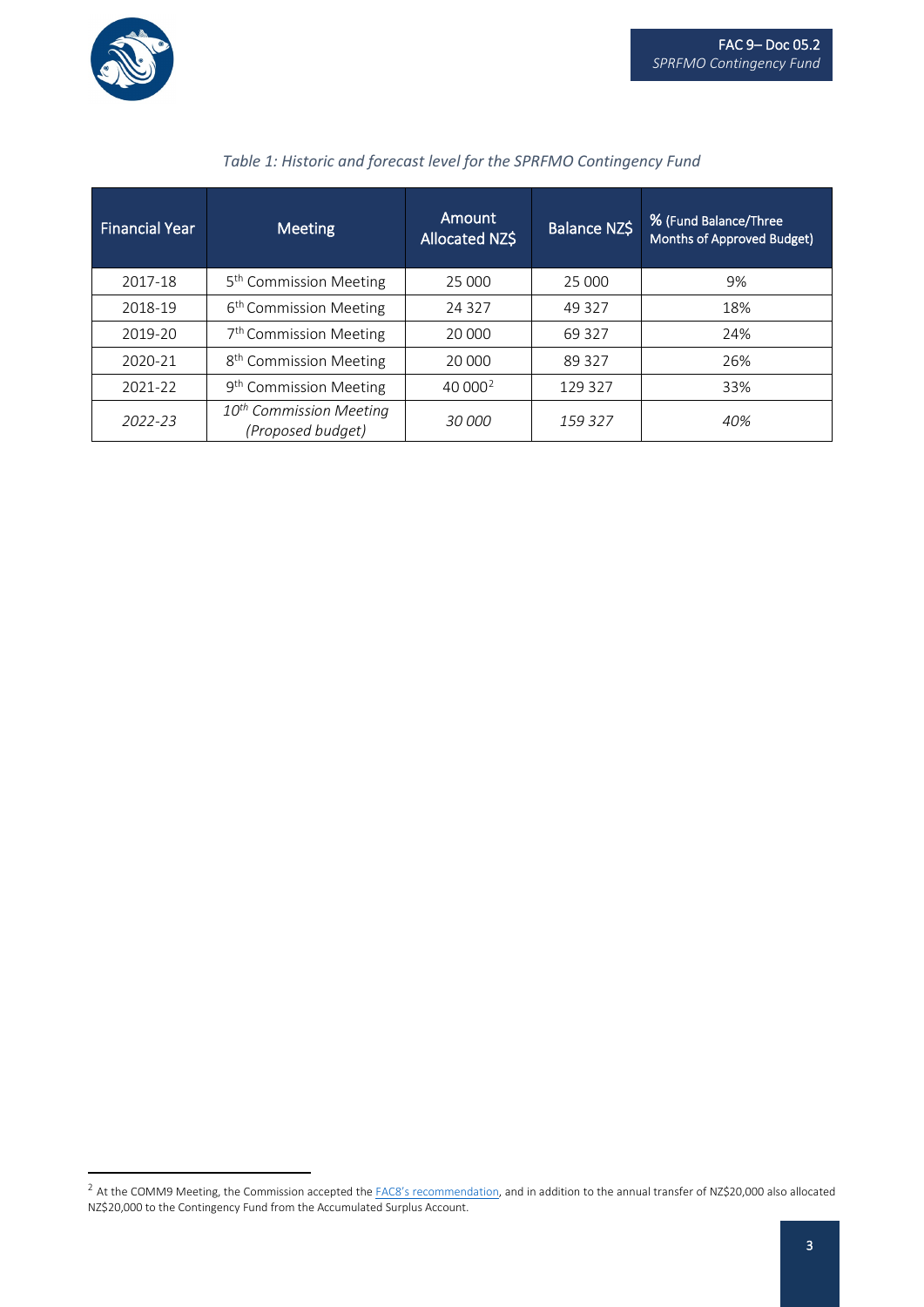*Table 1: Historic and forecast level for the SPRFMO Contingency Fund*

| Financial Year | Meeting | Amount Allocated NZ$ | Balance NZ$ | % (Fund Balance/Three Months of Approved Budget) |
|---|---|---|---|---|
| 2017-18 | 5th Commission Meeting | 25 000 | 25 000 | 9% |
| 2018-19 | 6th Commission Meeting | 24 327 | 49 327 | 18% |
| 2019-20 | 7th Commission Meeting | 20 000 | 69 327 | 24% |
| 2020-21 | 8th Commission Meeting | 20 000 | 89 327 | 26% |
| 2021-22 | 9th Commission Meeting | 40 000[2] | 129 327 | 33% |
| *2022-23* | *10th Commission Meeting (Proposed budget)* | *30 000* | *159 327* | *40%* |

[2] At the COMM9 Meeting, the Commission accepted the FAC8's recommendation, and in addition to the annual transfer of NZ$20,000 also allocated NZ$20,000 to the Contingency Fund from the Accumulated Surplus Account.